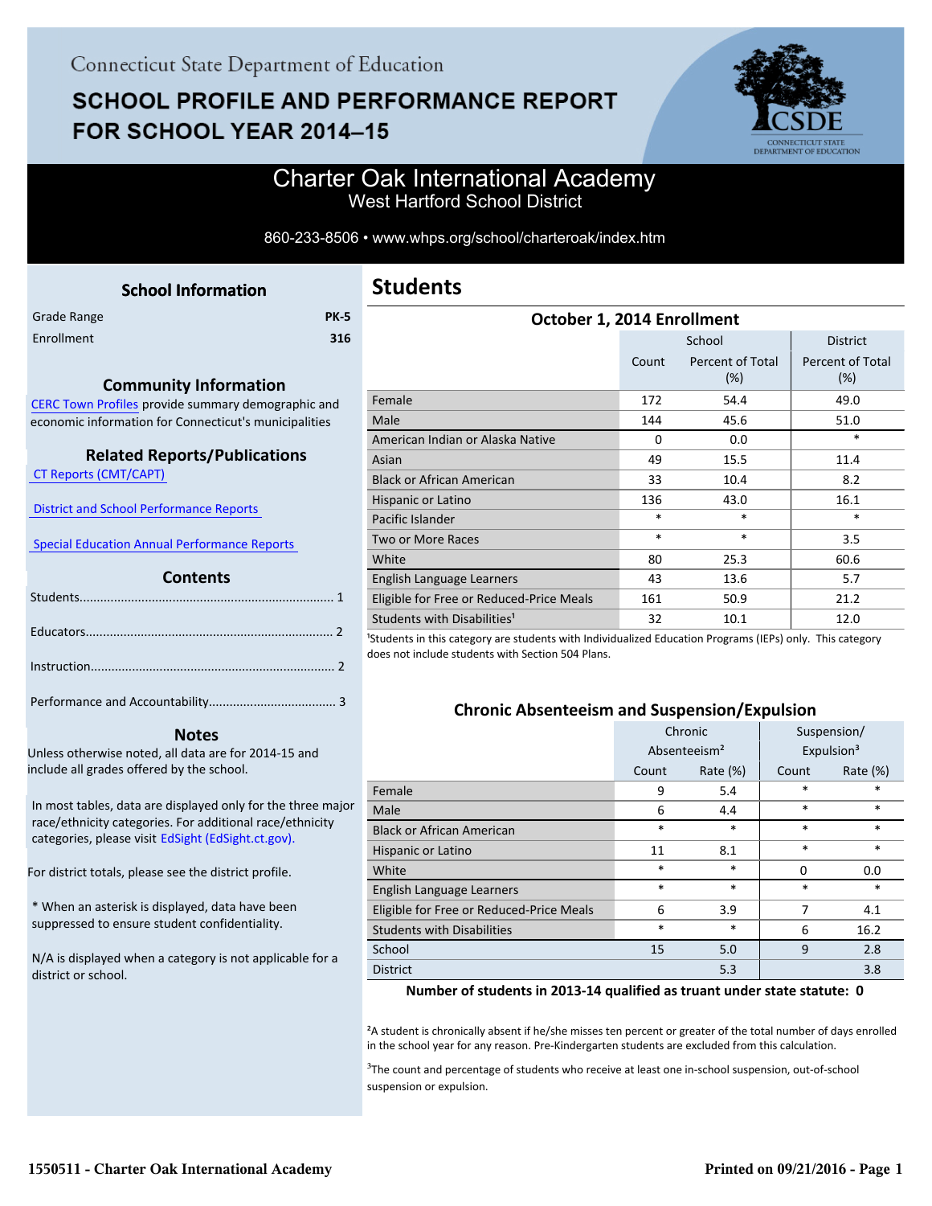Connecticut State Department of Education

# SCHOOL PROFILE AND PERFORMANCE REPORT FOR SCHOOL YEAR 2014–15

## Charter Oak International Academy
West Hartford School District

860-233-8506 • www.whps.org/school/charteroak/index.htm

### School Information

| | |
|---|---|
| Grade Range | PK-5 |
| Enrollment | 316 |

### Community Information

CERC Town Profiles provide summary demographic and economic information for Connecticut's municipalities

### Related Reports/Publications

CT Reports (CMT/CAPT)

District and School Performance Reports

Special Education Annual Performance Reports

### Contents

Students........................................................................ 1

Educators...................................................................... 2

Instruction..................................................................... 2

Performance and Accountability.................................... 3

### Notes

Unless otherwise noted, all data are for 2014-15 and include all grades offered by the school.

In most tables, data are displayed only for the three major race/ethnicity categories. For additional race/ethnicity categories, please visit EdSight (EdSight.ct.gov).

For district totals, please see the district profile.

* When an asterisk is displayed, data have been suppressed to ensure student confidentiality.

N/A is displayed when a category is not applicable for a district or school.

## Students

### October 1, 2014 Enrollment

| | School | | District |
|---|---|---|---|
| | Count | Percent of Total (%) | Percent of Total (%) |
| Female | 172 | 54.4 | 49.0 |
| Male | 144 | 45.6 | 51.0 |
| American Indian or Alaska Native | 0 | 0.0 | * |
| Asian | 49 | 15.5 | 11.4 |
| Black or African American | 33 | 10.4 | 8.2 |
| Hispanic or Latino | 136 | 43.0 | 16.1 |
| Pacific Islander | * | * | * |
| Two or More Races | * | * | 3.5 |
| White | 80 | 25.3 | 60.6 |
| English Language Learners | 43 | 13.6 | 5.7 |
| Eligible for Free or Reduced-Price Meals | 161 | 50.9 | 21.2 |
| Students with Disabilities[1] | 32 | 10.1 | 12.0 |

[1]Students in this category are students with Individualized Education Programs (IEPs) only. This category does not include students with Section 504 Plans.

### Chronic Absenteeism and Suspension/Expulsion

| | Chronic Absenteeism[2] | | Suspension/ Expulsion[3] | |
|---|---|---|---|---|
| | Count | Rate (%) | Count | Rate (%) |
| Female | 9 | 5.4 | * | * |
| Male | 6 | 4.4 | * | * |
| Black or African American | * | * | * | * |
| Hispanic or Latino | 11 | 8.1 | * | * |
| White | * | * | 0 | 0.0 |
| English Language Learners | * | * | * | * |
| Eligible for Free or Reduced-Price Meals | 6 | 3.9 | 7 | 4.1 |
| Students with Disabilities | * | * | 6 | 16.2 |
| School | 15 | 5.0 | 9 | 2.8 |
| District | | 5.3 | | 3.8 |

**Number of students in 2013-14 qualified as truant under state statute: 0**

[2]A student is chronically absent if he/she misses ten percent or greater of the total number of days enrolled in the school year for any reason. Pre-Kindergarten students are excluded from this calculation.

[3]The count and percentage of students who receive at least one in-school suspension, out-of-school suspension or expulsion.

1550511 - Charter Oak International Academy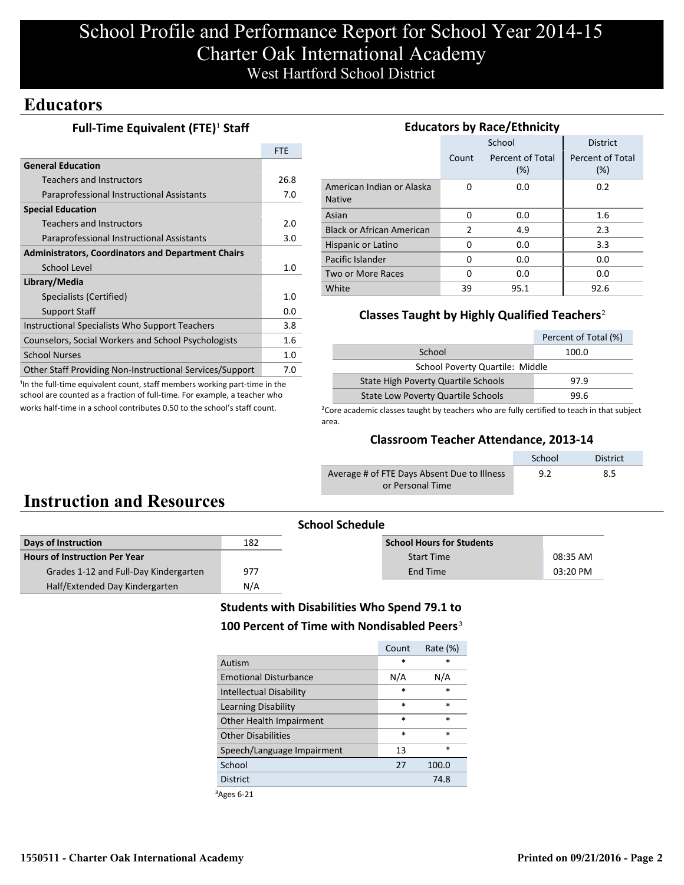# School Profile and Performance Report for School Year 2014-15
# Charter Oak International Academy
## West Hartford School District

## Educators

### Full-Time Equivalent (FTE)[1] Staff

| | FTE |
|---|---|
| **General Education** | |
| Teachers and Instructors | 26.8 |
| Paraprofessional Instructional Assistants | 7.0 |
| **Special Education** | |
| Teachers and Instructors | 2.0 |
| Paraprofessional Instructional Assistants | 3.0 |
| **Administrators, Coordinators and Department Chairs** | |
| School Level | 1.0 |
| **Library/Media** | |
| Specialists (Certified) | 1.0 |
| Support Staff | 0.0 |
| Instructional Specialists Who Support Teachers | 3.8 |
| Counselors, Social Workers and School Psychologists | 1.6 |
| School Nurses | 1.0 |
| Other Staff Providing Non-Instructional Services/Support | 7.0 |

[1]In the full-time equivalent count, staff members working part-time in the school are counted as a fraction of full-time. For example, a teacher who works half-time in a school contributes 0.50 to the school's staff count.

### Educators by Race/Ethnicity

| | School | | District |
|---|---|---|---|
| | Count | Percent of Total (%) | Percent of Total (%) |
| American Indian or Alaska Native | 0 | 0.0 | 0.2 |
| Asian | 0 | 0.0 | 1.6 |
| Black or African American | 2 | 4.9 | 2.3 |
| Hispanic or Latino | 0 | 0.0 | 3.3 |
| Pacific Islander | 0 | 0.0 | 0.0 |
| Two or More Races | 0 | 0.0 | 0.0 |
| White | 39 | 95.1 | 92.6 |

### Classes Taught by Highly Qualified Teachers[2]

| | Percent of Total (%) |
|---|---|
| School | 100.0 |
| School Poverty Quartile: Middle | |
| State High Poverty Quartile Schools | 97.9 |
| State Low Poverty Quartile Schools | 99.6 |

[2]Core academic classes taught by teachers who are fully certified to teach in that subject area.

### Classroom Teacher Attendance, 2013-14

| | School | District |
|---|---|---|
| Average # of FTE Days Absent Due to Illness or Personal Time | 9.2 | 8.5 |

## Instruction and Resources

### School Schedule

| | |
|---|---|
| **Days of Instruction** | 182 |
| **Hours of Instruction Per Year** | |
| Grades 1-12 and Full-Day Kindergarten | 977 |
| Half/Extended Day Kindergarten | N/A |

| **School Hours for Students** | |
|---|---|
| Start Time | 08:35 AM |
| End Time | 03:20 PM |

### Students with Disabilities Who Spend 79.1 to 100 Percent of Time with Nondisabled Peers[3]

| | Count | Rate (%) |
|---|---|---|
| Autism | * | * |
| Emotional Disturbance | N/A | N/A |
| Intellectual Disability | * | * |
| Learning Disability | * | * |
| Other Health Impairment | * | * |
| Other Disabilities | * | * |
| Speech/Language Impairment | 13 | * |
| School | 27 | 100.0 |
| District | | 74.8 |

[3]Ages 6-21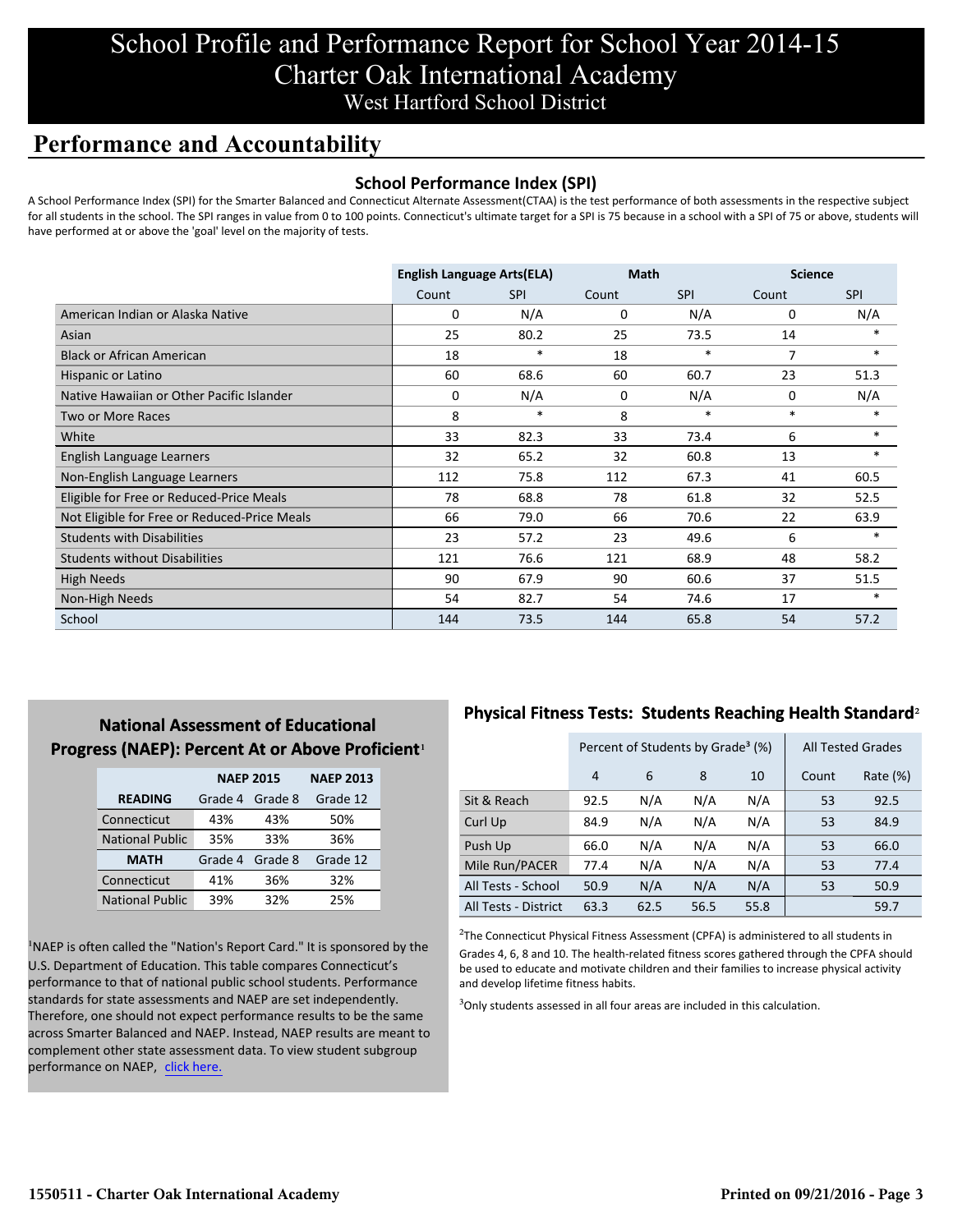# School Profile and Performance Report for School Year 2014-15
# Charter Oak International Academy
## West Hartford School District

## Performance and Accountability

### School Performance Index (SPI)

A School Performance Index (SPI) for the Smarter Balanced and Connecticut Alternate Assessment(CTAA) is the test performance of both assessments in the respective subject for all students in the school. The SPI ranges in value from 0 to 100 points. Connecticut's ultimate target for a SPI is 75 because in a school with a SPI of 75 or above, students will have performed at or above the 'goal' level on the majority of tests.

| | English Language Arts(ELA) | | Math | | Science | |
|---|---|---|---|---|---|---|
| | Count | SPI | Count | SPI | Count | SPI |
| American Indian or Alaska Native | 0 | N/A | 0 | N/A | 0 | N/A |
| Asian | 25 | 80.2 | 25 | 73.5 | 14 | * |
| Black or African American | 18 | * | 18 | * | 7 | * |
| Hispanic or Latino | 60 | 68.6 | 60 | 60.7 | 23 | 51.3 |
| Native Hawaiian or Other Pacific Islander | 0 | N/A | 0 | N/A | 0 | N/A |
| Two or More Races | 8 | * | 8 | * | * | * |
| White | 33 | 82.3 | 33 | 73.4 | 6 | * |
| English Language Learners | 32 | 65.2 | 32 | 60.8 | 13 | * |
| Non-English Language Learners | 112 | 75.8 | 112 | 67.3 | 41 | 60.5 |
| Eligible for Free or Reduced-Price Meals | 78 | 68.8 | 78 | 61.8 | 32 | 52.5 |
| Not Eligible for Free or Reduced-Price Meals | 66 | 79.0 | 66 | 70.6 | 22 | 63.9 |
| Students with Disabilities | 23 | 57.2 | 23 | 49.6 | 6 | * |
| Students without Disabilities | 121 | 76.6 | 121 | 68.9 | 48 | 58.2 |
| High Needs | 90 | 67.9 | 90 | 60.6 | 37 | 51.5 |
| Non-High Needs | 54 | 82.7 | 54 | 74.6 | 17 | * |
| School | 144 | 73.5 | 144 | 65.8 | 54 | 57.2 |

### National Assessment of Educational Progress (NAEP): Percent At or Above Proficient[1]

| | NAEP 2015 | | NAEP 2013 |
|---|---|---|---|
| **READING** | Grade 4 | Grade 8 | Grade 12 |
| Connecticut | 43% | 43% | 50% |
| National Public | 35% | 33% | 36% |
| **MATH** | Grade 4 | Grade 8 | Grade 12 |
| Connecticut | 41% | 36% | 32% |
| National Public | 39% | 32% | 25% |

[1]NAEP is often called the "Nation's Report Card." It is sponsored by the U.S. Department of Education. This table compares Connecticut's performance to that of national public school students. Performance standards for state assessments and NAEP are set independently. Therefore, one should not expect performance results to be the same across Smarter Balanced and NAEP. Instead, NAEP results are meant to complement other state assessment data. To view student subgroup performance on NAEP, click here.

### Physical Fitness Tests: Students Reaching Health Standard[2]

| | Percent of Students by Grade[3] (%) | | | | All Tested Grades | |
|---|---|---|---|---|---|---|
| | 4 | 6 | 8 | 10 | Count | Rate (%) |
| Sit & Reach | 92.5 | N/A | N/A | N/A | 53 | 92.5 |
| Curl Up | 84.9 | N/A | N/A | N/A | 53 | 84.9 |
| Push Up | 66.0 | N/A | N/A | N/A | 53 | 66.0 |
| Mile Run/PACER | 77.4 | N/A | N/A | N/A | 53 | 77.4 |
| All Tests - School | 50.9 | N/A | N/A | N/A | 53 | 50.9 |
| All Tests - District | 63.3 | 62.5 | 56.5 | 55.8 | | 59.7 |

[2]The Connecticut Physical Fitness Assessment (CPFA) is administered to all students in Grades 4, 6, 8 and 10. The health-related fitness scores gathered through the CPFA should be used to educate and motivate children and their families to increase physical activity and develop lifetime fitness habits.

[3]Only students assessed in all four areas are included in this calculation.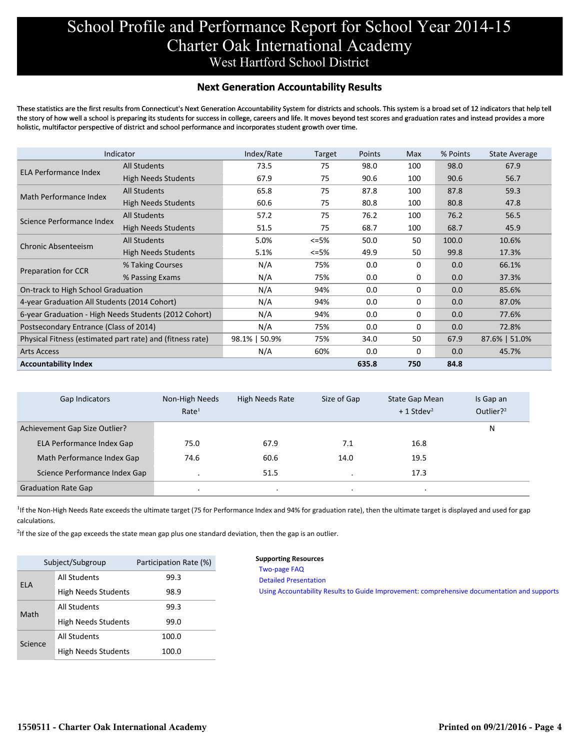# School Profile and Performance Report for School Year 2014-15
# Charter Oak International Academy
## West Hartford School District

### Next Generation Accountability Results

These statistics are the first results from Connecticut's Next Generation Accountability System for districts and schools. This system is a broad set of 12 indicators that help tell the story of how well a school is preparing its students for success in college, careers and life. It moves beyond test scores and graduation rates and instead provides a more holistic, multifactor perspective of district and school performance and incorporates student growth over time.

| Indicator | | Index/Rate | Target | Points | Max | % Points | State Average |
|---|---|---|---|---|---|---|---|
| ELA Performance Index | All Students | 73.5 | 75 | 98.0 | 100 | 98.0 | 67.9 |
| | High Needs Students | 67.9 | 75 | 90.6 | 100 | 90.6 | 56.7 |
| Math Performance Index | All Students | 65.8 | 75 | 87.8 | 100 | 87.8 | 59.3 |
| | High Needs Students | 60.6 | 75 | 80.8 | 100 | 80.8 | 47.8 |
| Science Performance Index | All Students | 57.2 | 75 | 76.2 | 100 | 76.2 | 56.5 |
| | High Needs Students | 51.5 | 75 | 68.7 | 100 | 68.7 | 45.9 |
| Chronic Absenteeism | All Students | 5.0% | <=5% | 50.0 | 50 | 100.0 | 10.6% |
| | High Needs Students | 5.1% | <=5% | 49.9 | 50 | 99.8 | 17.3% |
| Preparation for CCR | % Taking Courses | N/A | 75% | 0.0 | 0 | 0.0 | 66.1% |
| | % Passing Exams | N/A | 75% | 0.0 | 0 | 0.0 | 37.3% |
| On-track to High School Graduation | | N/A | 94% | 0.0 | 0 | 0.0 | 85.6% |
| 4-year Graduation All Students (2014 Cohort) | | N/A | 94% | 0.0 | 0 | 0.0 | 87.0% |
| 6-year Graduation - High Needs Students (2012 Cohort) | | N/A | 94% | 0.0 | 0 | 0.0 | 77.6% |
| Postsecondary Entrance (Class of 2014) | | N/A | 75% | 0.0 | 0 | 0.0 | 72.8% |
| Physical Fitness (estimated part rate) and (fitness rate) | | 98.1% \| 50.9% | 75% | 34.0 | 50 | 67.9 | 87.6% \| 51.0% |
| Arts Access | | N/A | 60% | 0.0 | 0 | 0.0 | 45.7% |
| **Accountability Index** | | | | **635.8** | **750** | **84.8** | |

| Gap Indicators | Non-High Needs Rate[1] | High Needs Rate | Size of Gap | State Gap Mean + 1 Stdev[2] | Is Gap an Outlier?[2] |
|---|---|---|---|---|---|
| Achievement Gap Size Outlier? | | | | | N |
| ELA Performance Index Gap | 75.0 | 67.9 | 7.1 | 16.8 | |
| Math Performance Index Gap | 74.6 | 60.6 | 14.0 | 19.5 | |
| Science Performance Index Gap | . | 51.5 | . | 17.3 | |
| Graduation Rate Gap | . | . | . | . | |

[1]If the Non-High Needs Rate exceeds the ultimate target (75 for Performance Index and 94% for graduation rate), then the ultimate target is displayed and used for gap calculations.

[2]If the size of the gap exceeds the state mean gap plus one standard deviation, then the gap is an outlier.

| Subject/Subgroup | | Participation Rate (%) |
|---|---|---|
| ELA | All Students | 99.3 |
| | High Needs Students | 98.9 |
| Math | All Students | 99.3 |
| | High Needs Students | 99.0 |
| Science | All Students | 100.0 |
| | High Needs Students | 100.0 |

**Supporting Resources**

- Two-page FAQ
- Detailed Presentation
- Using Accountability Results to Guide Improvement: comprehensive documentation and supports

1550511 - Charter Oak International Academy